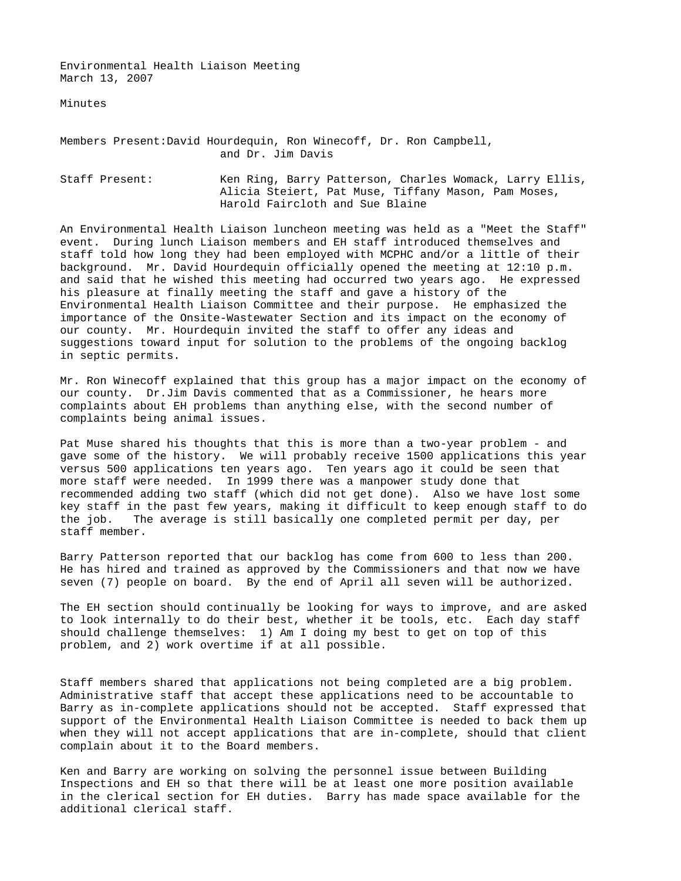Environmental Health Liaison Meeting
March 13, 2007

Minutes

Members Present: David Hourdequin, Ron Winecoff, Dr. Ron Campbell, and Dr. Jim Davis

Staff Present: Ken Ring, Barry Patterson, Charles Womack, Larry Ellis, Alicia Steiert, Pat Muse, Tiffany Mason, Pam Moses, Harold Faircloth and Sue Blaine

An Environmental Health Liaison luncheon meeting was held as a "Meet the Staff" event. During lunch Liaison members and EH staff introduced themselves and staff told how long they had been employed with MCPHC and/or a little of their background. Mr. David Hourdequin officially opened the meeting at 12:10 p.m. and said that he wished this meeting had occurred two years ago. He expressed his pleasure at finally meeting the staff and gave a history of the Environmental Health Liaison Committee and their purpose. He emphasized the importance of the Onsite-Wastewater Section and its impact on the economy of our county. Mr. Hourdequin invited the staff to offer any ideas and suggestions toward input for solution to the problems of the ongoing backlog in septic permits.

Mr. Ron Winecoff explained that this group has a major impact on the economy of our county. Dr.Jim Davis commented that as a Commissioner, he hears more complaints about EH problems than anything else, with the second number of complaints being animal issues.

Pat Muse shared his thoughts that this is more than a two-year problem - and gave some of the history. We will probably receive 1500 applications this year versus 500 applications ten years ago. Ten years ago it could be seen that more staff were needed. In 1999 there was a manpower study done that recommended adding two staff (which did not get done). Also we have lost some key staff in the past few years, making it difficult to keep enough staff to do the job. The average is still basically one completed permit per day, per staff member.

Barry Patterson reported that our backlog has come from 600 to less than 200. He has hired and trained as approved by the Commissioners and that now we have seven (7) people on board. By the end of April all seven will be authorized.

The EH section should continually be looking for ways to improve, and are asked to look internally to do their best, whether it be tools, etc. Each day staff should challenge themselves: 1) Am I doing my best to get on top of this problem, and 2) work overtime if at all possible.

Staff members shared that applications not being completed are a big problem. Administrative staff that accept these applications need to be accountable to Barry as in-complete applications should not be accepted. Staff expressed that support of the Environmental Health Liaison Committee is needed to back them up when they will not accept applications that are in-complete, should that client complain about it to the Board members.

Ken and Barry are working on solving the personnel issue between Building Inspections and EH so that there will be at least one more position available in the clerical section for EH duties. Barry has made space available for the additional clerical staff.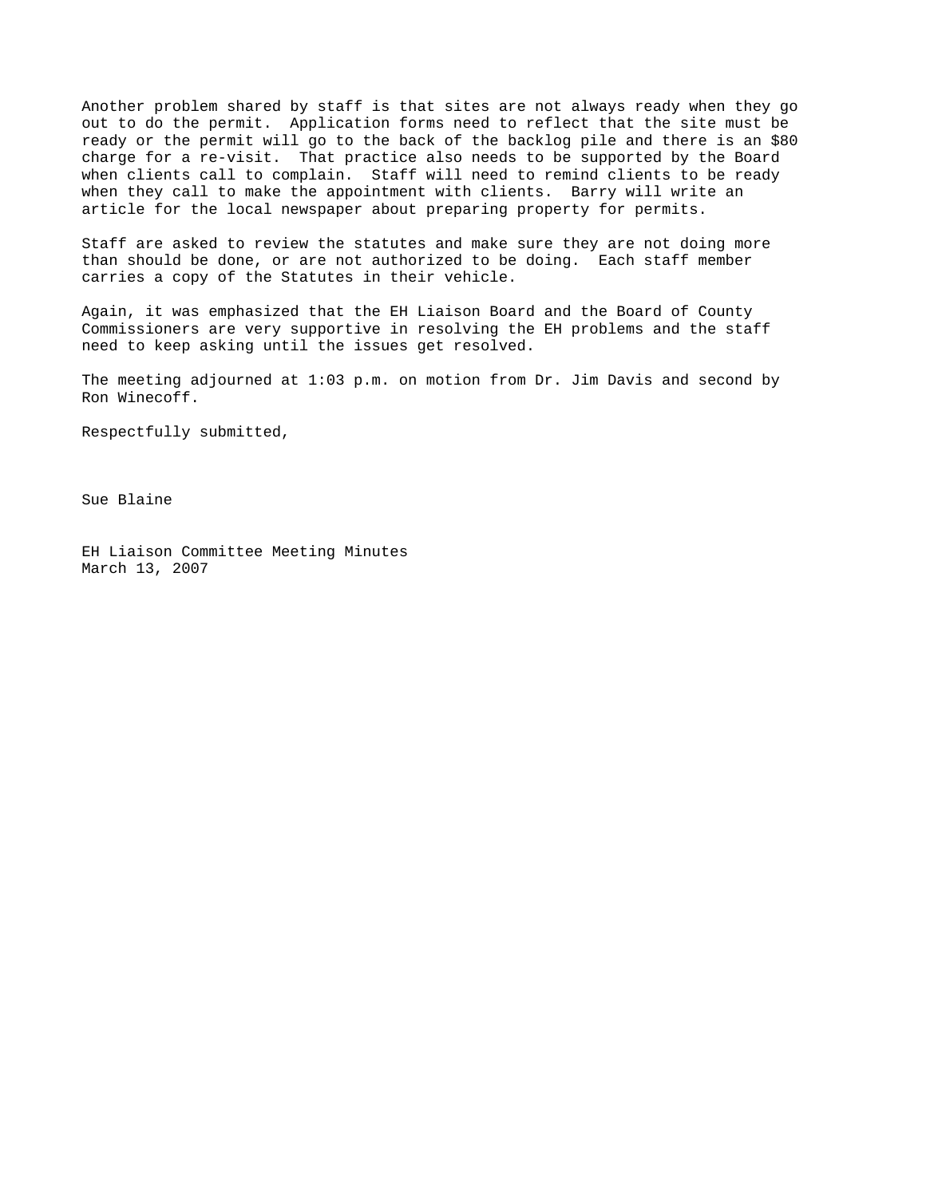Another problem shared by staff is that sites are not always ready when they go out to do the permit. Application forms need to reflect that the site must be ready or the permit will go to the back of the backlog pile and there is an $80 charge for a re-visit. That practice also needs to be supported by the Board when clients call to complain. Staff will need to remind clients to be ready when they call to make the appointment with clients. Barry will write an article for the local newspaper about preparing property for permits.

Staff are asked to review the statutes and make sure they are not doing more than should be done, or are not authorized to be doing. Each staff member carries a copy of the Statutes in their vehicle.

Again, it was emphasized that the EH Liaison Board and the Board of County Commissioners are very supportive in resolving the EH problems and the staff need to keep asking until the issues get resolved.

The meeting adjourned at 1:03 p.m. on motion from Dr. Jim Davis and second by Ron Winecoff.

Respectfully submitted,

Sue Blaine

EH Liaison Committee Meeting Minutes
March 13, 2007